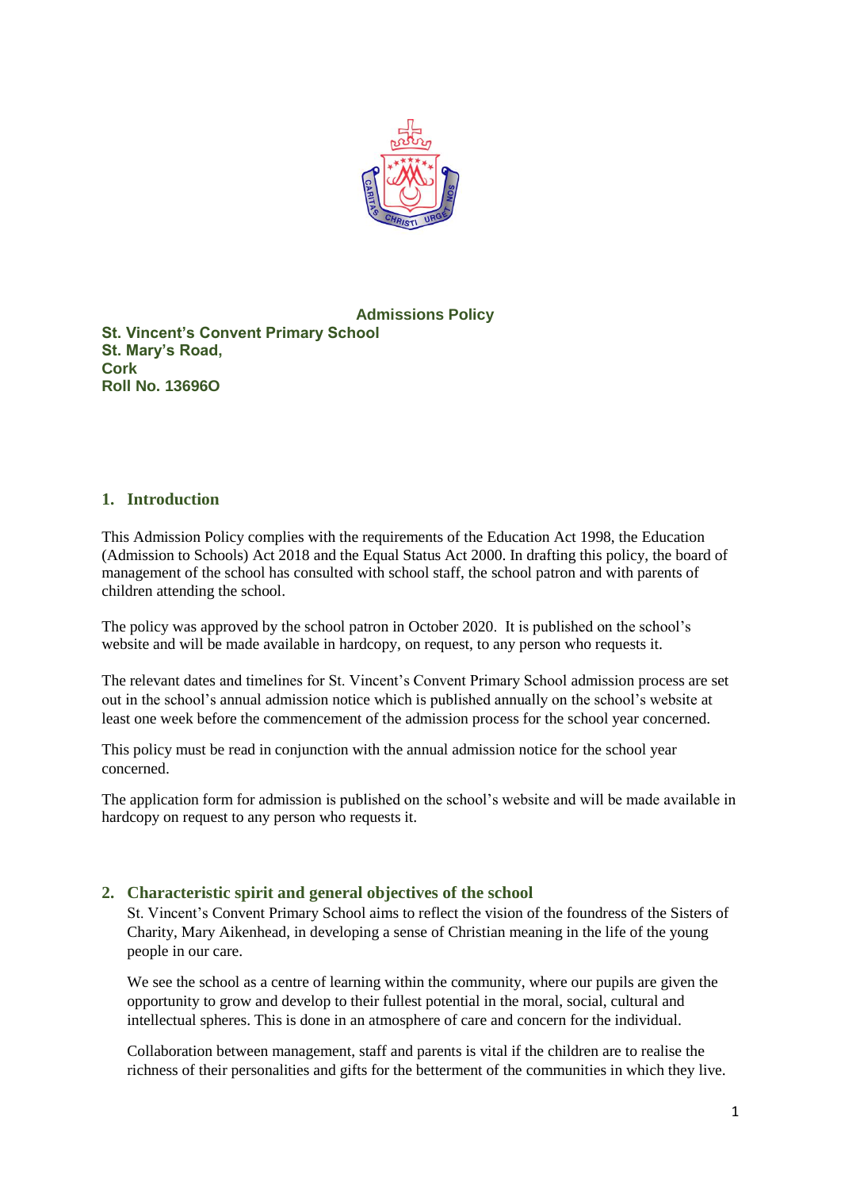# Admissions Policy

**St. Vincent's Convent Primary School**
**St. Mary's Road,**
**Cork**
**Roll No. 13696O**

## 1. Introduction

This Admission Policy complies with the requirements of the Education Act 1998, the Education (Admission to Schools) Act 2018 and the Equal Status Act 2000. In drafting this policy, the board of management of the school has consulted with school staff, the school patron and with parents of children attending the school.

The policy was approved by the school patron in October 2020. It is published on the school's website and will be made available in hardcopy, on request, to any person who requests it.

The relevant dates and timelines for St. Vincent's Convent Primary School admission process are set out in the school's annual admission notice which is published annually on the school's website at least one week before the commencement of the admission process for the school year concerned.

This policy must be read in conjunction with the annual admission notice for the school year concerned.

The application form for admission is published on the school's website and will be made available in hardcopy on request to any person who requests it.

## 2. Characteristic spirit and general objectives of the school

St. Vincent's Convent Primary School aims to reflect the vision of the foundress of the Sisters of Charity, Mary Aikenhead, in developing a sense of Christian meaning in the life of the young people in our care.

We see the school as a centre of learning within the community, where our pupils are given the opportunity to grow and develop to their fullest potential in the moral, social, cultural and intellectual spheres. This is done in an atmosphere of care and concern for the individual.

Collaboration between management, staff and parents is vital if the children are to realise the richness of their personalities and gifts for the betterment of the communities in which they live.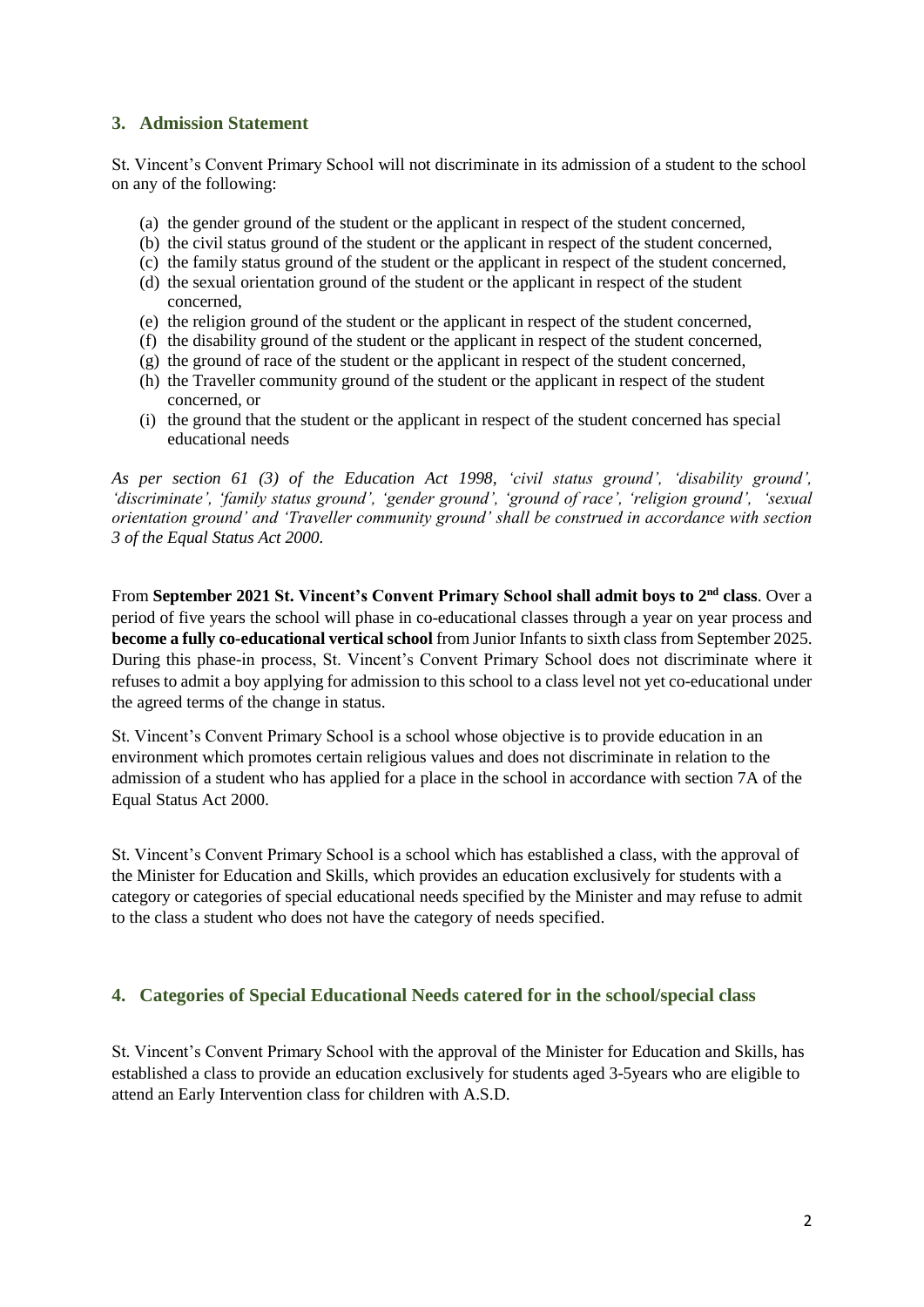## 3. Admission Statement

St. Vincent's Convent Primary School will not discriminate in its admission of a student to the school on any of the following:

(a) the gender ground of the student or the applicant in respect of the student concerned,
(b) the civil status ground of the student or the applicant in respect of the student concerned,
(c) the family status ground of the student or the applicant in respect of the student concerned,
(d) the sexual orientation ground of the student or the applicant in respect of the student concerned,
(e) the religion ground of the student or the applicant in respect of the student concerned,
(f) the disability ground of the student or the applicant in respect of the student concerned,
(g) the ground of race of the student or the applicant in respect of the student concerned,
(h) the Traveller community ground of the student or the applicant in respect of the student concerned, or
(i) the ground that the student or the applicant in respect of the student concerned has special educational needs

*As per section 61 (3) of the Education Act 1998, 'civil status ground', 'disability ground', 'discriminate', 'family status ground', 'gender ground', 'ground of race', 'religion ground', 'sexual orientation ground' and 'Traveller community ground' shall be construed in accordance with section 3 of the Equal Status Act 2000.*

From **September 2021 St. Vincent's Convent Primary School shall admit boys to 2nd class**. Over a period of five years the school will phase in co-educational classes through a year on year process and **become a fully co-educational vertical school** from Junior Infants to sixth class from September 2025. During this phase-in process, St. Vincent's Convent Primary School does not discriminate where it refuses to admit a boy applying for admission to this school to a class level not yet co-educational under the agreed terms of the change in status.

St. Vincent's Convent Primary School is a school whose objective is to provide education in an environment which promotes certain religious values and does not discriminate in relation to the admission of a student who has applied for a place in the school in accordance with section 7A of the Equal Status Act 2000.

St. Vincent's Convent Primary School is a school which has established a class, with the approval of the Minister for Education and Skills, which provides an education exclusively for students with a category or categories of special educational needs specified by the Minister and may refuse to admit to the class a student who does not have the category of needs specified.

## 4. Categories of Special Educational Needs catered for in the school/special class

St. Vincent's Convent Primary School with the approval of the Minister for Education and Skills, has established a class to provide an education exclusively for students aged 3-5years who are eligible to attend an Early Intervention class for children with A.S.D.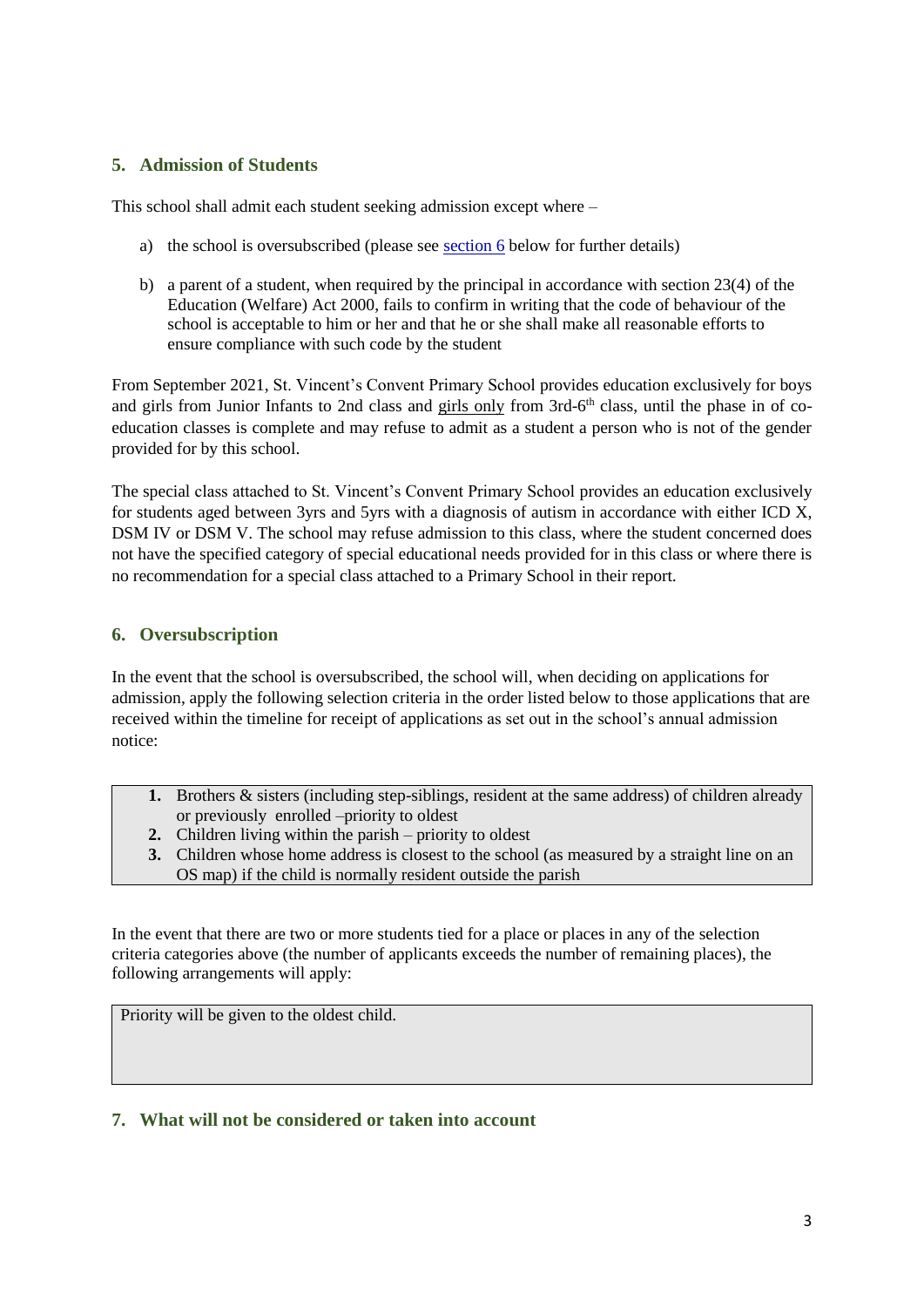## 5. Admission of Students

This school shall admit each student seeking admission except where –

a) the school is oversubscribed (please see section 6 below for further details)

b) a parent of a student, when required by the principal in accordance with section 23(4) of the Education (Welfare) Act 2000, fails to confirm in writing that the code of behaviour of the school is acceptable to him or her and that he or she shall make all reasonable efforts to ensure compliance with such code by the student

From September 2021, St. Vincent's Convent Primary School provides education exclusively for boys and girls from Junior Infants to 2nd class and <u>girls only</u> from 3rd-6th class, until the phase in of co-education classes is complete and may refuse to admit as a student a person who is not of the gender provided for by this school.

The special class attached to St. Vincent's Convent Primary School provides an education exclusively for students aged between 3yrs and 5yrs with a diagnosis of autism in accordance with either ICD X, DSM IV or DSM V. The school may refuse admission to this class, where the student concerned does not have the specified category of special educational needs provided for in this class or where there is no recommendation for a special class attached to a Primary School in their report.

## 6. Oversubscription

In the event that the school is oversubscribed, the school will, when deciding on applications for admission, apply the following selection criteria in the order listed below to those applications that are received within the timeline for receipt of applications as set out in the school's annual admission notice:

1. Brothers & sisters (including step-siblings, resident at the same address) of children already or previously enrolled –priority to oldest
2. Children living within the parish – priority to oldest
3. Children whose home address is closest to the school (as measured by a straight line on an OS map) if the child is normally resident outside the parish

In the event that there are two or more students tied for a place or places in any of the selection criteria categories above (the number of applicants exceeds the number of remaining places), the following arrangements will apply:

Priority will be given to the oldest child.

## 7. What will not be considered or taken into account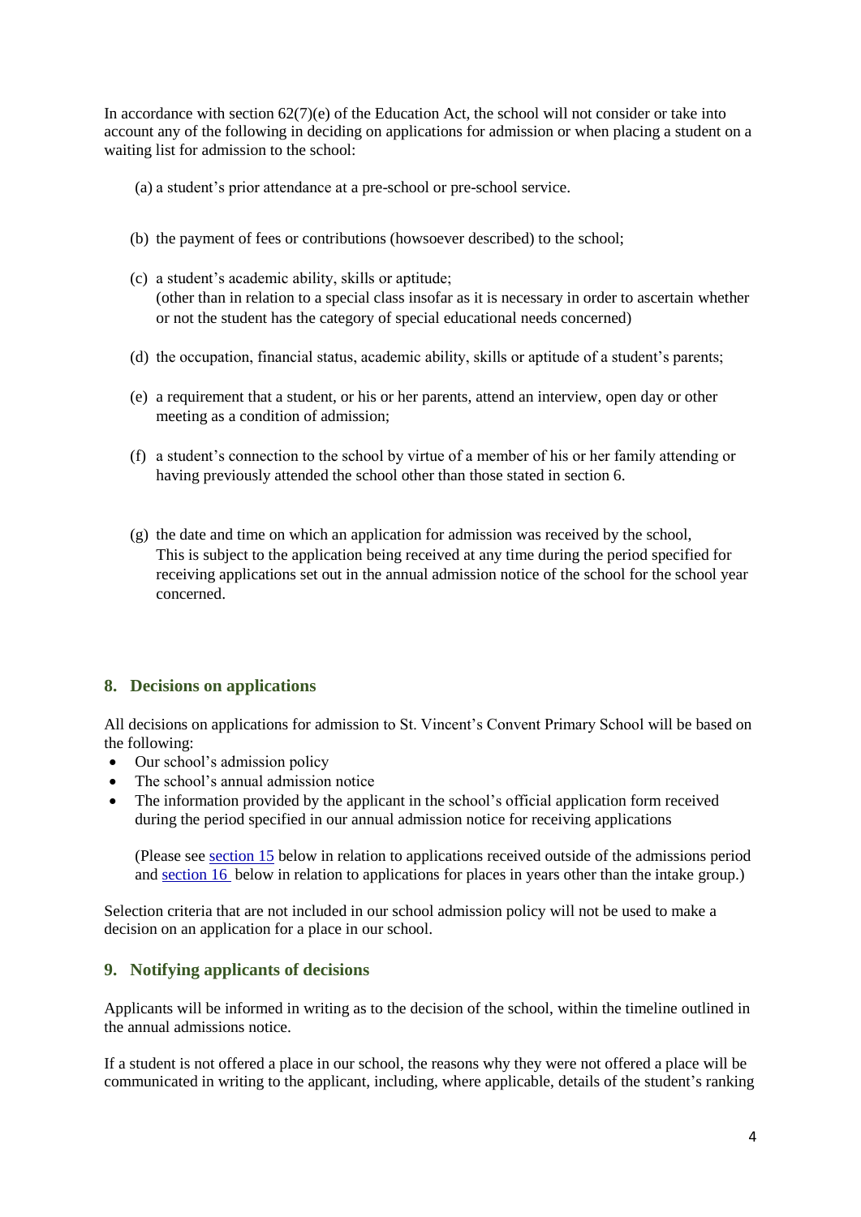In accordance with section 62(7)(e) of the Education Act, the school will not consider or take into account any of the following in deciding on applications for admission or when placing a student on a waiting list for admission to the school:

(a) a student's prior attendance at a pre-school or pre-school service.

(b) the payment of fees or contributions (howsoever described) to the school;

(c) a student's academic ability, skills or aptitude;
(other than in relation to a special class insofar as it is necessary in order to ascertain whether or not the student has the category of special educational needs concerned)

(d) the occupation, financial status, academic ability, skills or aptitude of a student's parents;

(e) a requirement that a student, or his or her parents, attend an interview, open day or other meeting as a condition of admission;

(f) a student's connection to the school by virtue of a member of his or her family attending or having previously attended the school other than those stated in section 6.

(g) the date and time on which an application for admission was received by the school,
This is subject to the application being received at any time during the period specified for receiving applications set out in the annual admission notice of the school for the school year concerned.

## 8. Decisions on applications

All decisions on applications for admission to St. Vincent's Convent Primary School will be based on the following:

- Our school's admission policy
- The school's annual admission notice
- The information provided by the applicant in the school's official application form received during the period specified in our annual admission notice for receiving applications

(Please see section 15 below in relation to applications received outside of the admissions period and section 16 below in relation to applications for places in years other than the intake group.)

Selection criteria that are not included in our school admission policy will not be used to make a decision on an application for a place in our school.

## 9. Notifying applicants of decisions

Applicants will be informed in writing as to the decision of the school, within the timeline outlined in the annual admissions notice.

If a student is not offered a place in our school, the reasons why they were not offered a place will be communicated in writing to the applicant, including, where applicable, details of the student's ranking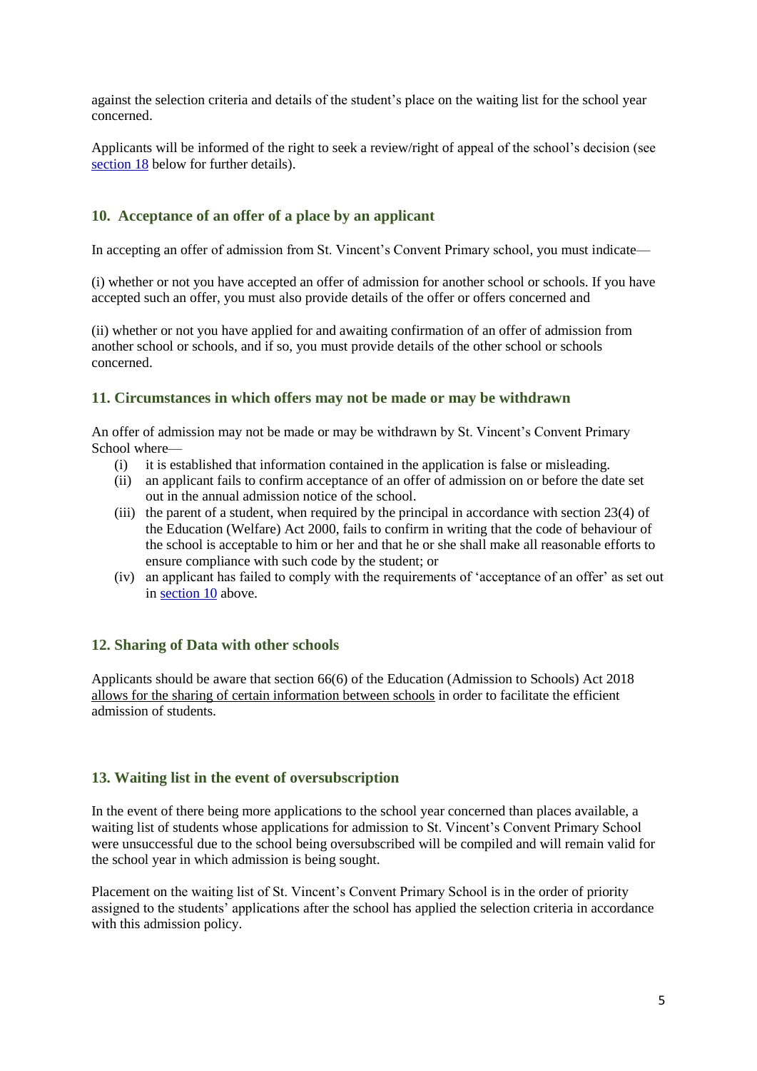against the selection criteria and details of the student's place on the waiting list for the school year concerned.

Applicants will be informed of the right to seek a review/right of appeal of the school's decision (see section 18 below for further details).

## 10. Acceptance of an offer of a place by an applicant

In accepting an offer of admission from St. Vincent's Convent Primary school, you must indicate—

(i) whether or not you have accepted an offer of admission for another school or schools. If you have accepted such an offer, you must also provide details of the offer or offers concerned and

(ii) whether or not you have applied for and awaiting confirmation of an offer of admission from another school or schools, and if so, you must provide details of the other school or schools concerned.

## 11. Circumstances in which offers may not be made or may be withdrawn

An offer of admission may not be made or may be withdrawn by St. Vincent's Convent Primary School where—

(i) it is established that information contained in the application is false or misleading.
(ii) an applicant fails to confirm acceptance of an offer of admission on or before the date set out in the annual admission notice of the school.
(iii) the parent of a student, when required by the principal in accordance with section 23(4) of the Education (Welfare) Act 2000, fails to confirm in writing that the code of behaviour of the school is acceptable to him or her and that he or she shall make all reasonable efforts to ensure compliance with such code by the student; or
(iv) an applicant has failed to comply with the requirements of 'acceptance of an offer' as set out in section 10 above.

## 12. Sharing of Data with other schools

Applicants should be aware that section 66(6) of the Education (Admission to Schools) Act 2018 allows for the sharing of certain information between schools in order to facilitate the efficient admission of students.

## 13. Waiting list in the event of oversubscription

In the event of there being more applications to the school year concerned than places available, a waiting list of students whose applications for admission to St. Vincent's Convent Primary School were unsuccessful due to the school being oversubscribed will be compiled and will remain valid for the school year in which admission is being sought.

Placement on the waiting list of St. Vincent's Convent Primary School is in the order of priority assigned to the students' applications after the school has applied the selection criteria in accordance with this admission policy.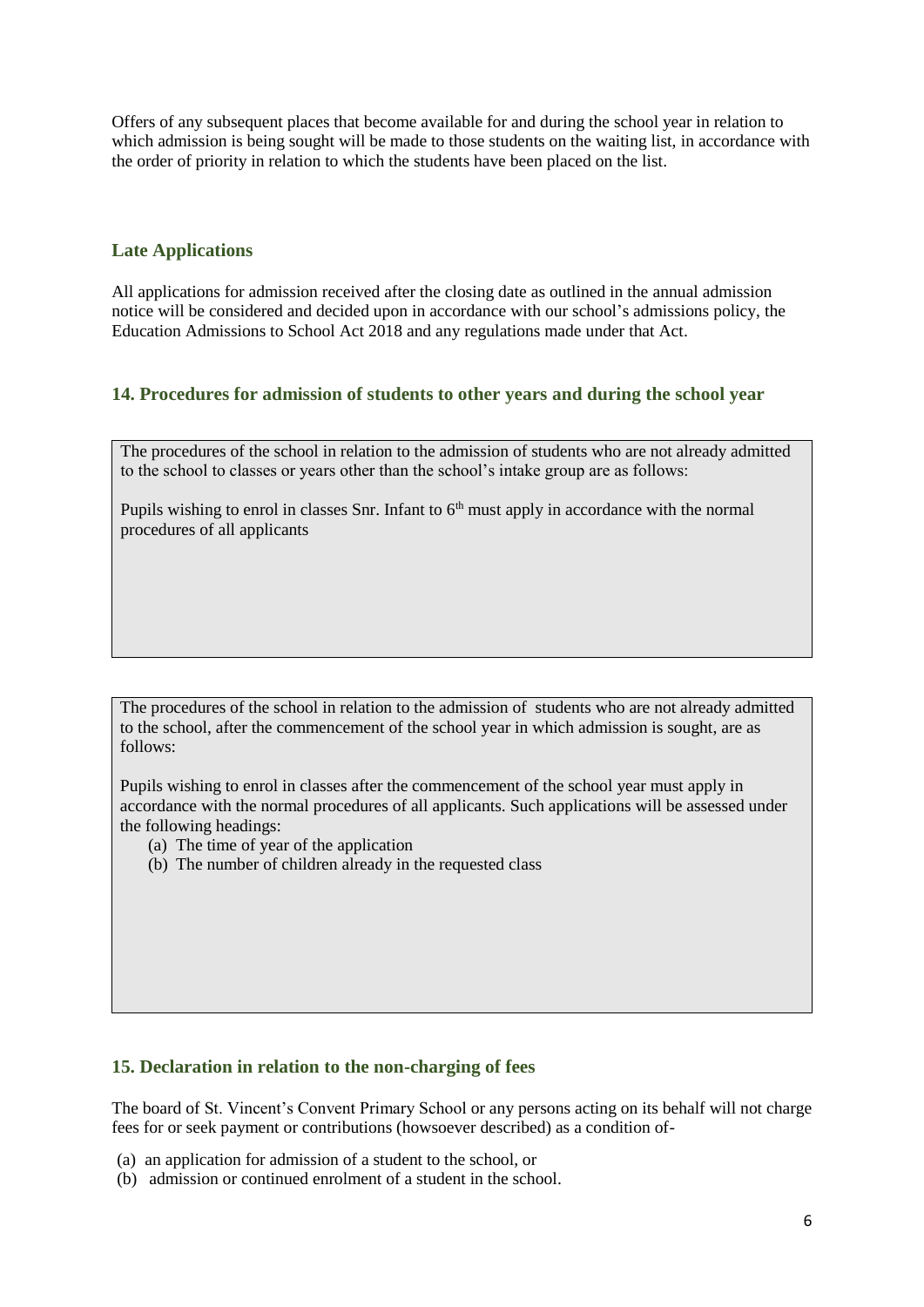Offers of any subsequent places that become available for and during the school year in relation to which admission is being sought will be made to those students on the waiting list, in accordance with the order of priority in relation to which the students have been placed on the list.

### Late Applications

All applications for admission received after the closing date as outlined in the annual admission notice will be considered and decided upon in accordance with our school's admissions policy, the Education Admissions to School Act 2018 and any regulations made under that Act.

## 14. Procedures for admission of students to other years and during the school year

The procedures of the school in relation to the admission of students who are not already admitted to the school to classes or years other than the school's intake group are as follows:

Pupils wishing to enrol in classes Snr. Infant to 6th must apply in accordance with the normal procedures of all applicants

The procedures of the school in relation to the admission of students who are not already admitted to the school, after the commencement of the school year in which admission is sought, are as follows:

Pupils wishing to enrol in classes after the commencement of the school year must apply in accordance with the normal procedures of all applicants. Such applications will be assessed under the following headings:

(a) The time of year of the application
(b) The number of children already in the requested class

## 15. Declaration in relation to the non-charging of fees

The board of St. Vincent's Convent Primary School or any persons acting on its behalf will not charge fees for or seek payment or contributions (howsoever described) as a condition of-

(a) an application for admission of a student to the school, or
(b) admission or continued enrolment of a student in the school.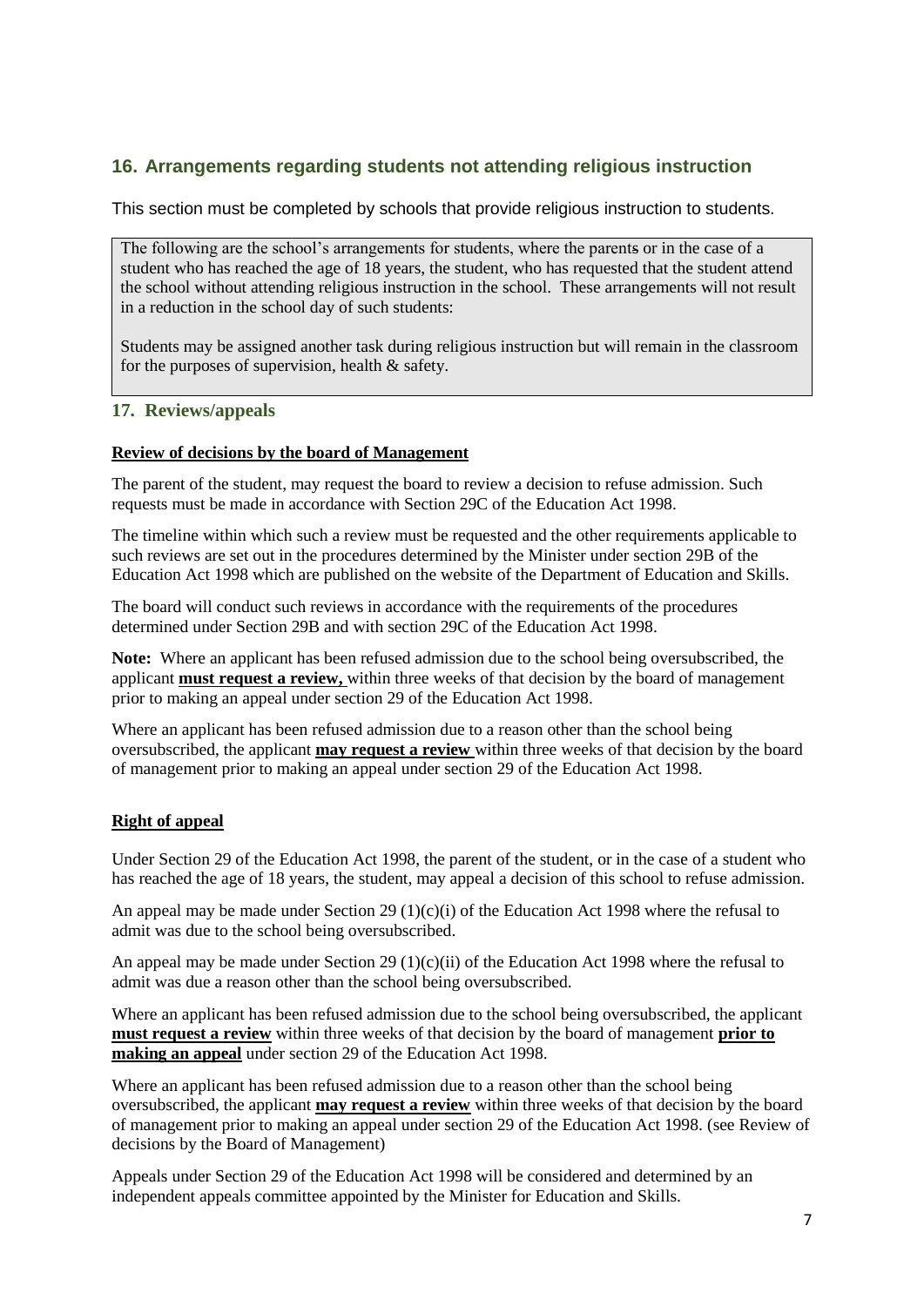## 16. Arrangements regarding students not attending religious instruction

This section must be completed by schools that provide religious instruction to students.

The following are the school's arrangements for students, where the parents or in the case of a student who has reached the age of 18 years, the student, who has requested that the student attend the school without attending religious instruction in the school. These arrangements will not result in a reduction in the school day of such students:

Students may be assigned another task during religious instruction but will remain in the classroom for the purposes of supervision, health & safety.

## 17. Reviews/appeals

**Review of decisions by the board of Management**

The parent of the student, may request the board to review a decision to refuse admission. Such requests must be made in accordance with Section 29C of the Education Act 1998.

The timeline within which such a review must be requested and the other requirements applicable to such reviews are set out in the procedures determined by the Minister under section 29B of the Education Act 1998 which are published on the website of the Department of Education and Skills.

The board will conduct such reviews in accordance with the requirements of the procedures determined under Section 29B and with section 29C of the Education Act 1998.

**Note:** Where an applicant has been refused admission due to the school being oversubscribed, the applicant **must request a review,** within three weeks of that decision by the board of management prior to making an appeal under section 29 of the Education Act 1998.

Where an applicant has been refused admission due to a reason other than the school being oversubscribed, the applicant **may request a review** within three weeks of that decision by the board of management prior to making an appeal under section 29 of the Education Act 1998.

**Right of appeal**

Under Section 29 of the Education Act 1998, the parent of the student, or in the case of a student who has reached the age of 18 years, the student, may appeal a decision of this school to refuse admission.

An appeal may be made under Section 29 (1)(c)(i) of the Education Act 1998 where the refusal to admit was due to the school being oversubscribed.

An appeal may be made under Section 29 (1)(c)(ii) of the Education Act 1998 where the refusal to admit was due a reason other than the school being oversubscribed.

Where an applicant has been refused admission due to the school being oversubscribed, the applicant **must request a review** within three weeks of that decision by the board of management **prior to making an appeal** under section 29 of the Education Act 1998.

Where an applicant has been refused admission due to a reason other than the school being oversubscribed, the applicant **may request a review** within three weeks of that decision by the board of management prior to making an appeal under section 29 of the Education Act 1998. (see Review of decisions by the Board of Management)

Appeals under Section 29 of the Education Act 1998 will be considered and determined by an independent appeals committee appointed by the Minister for Education and Skills.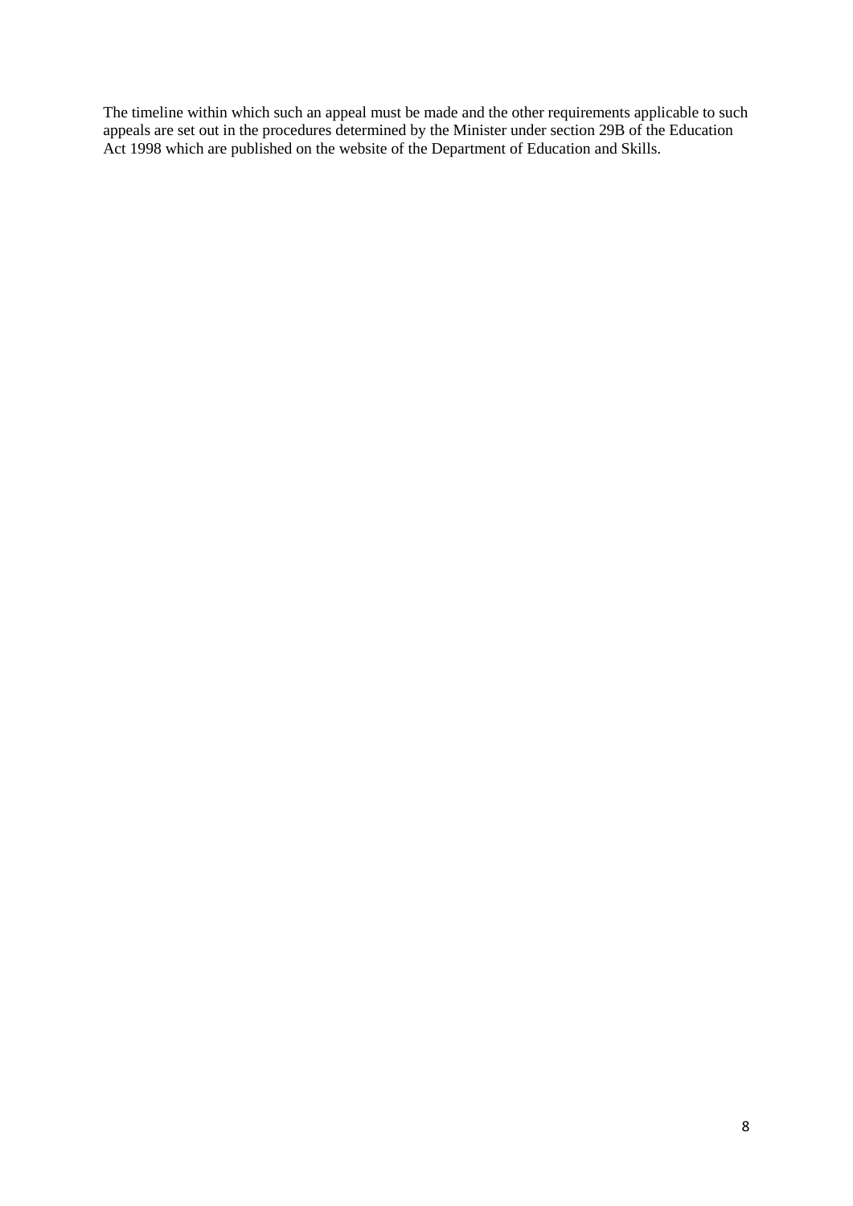The timeline within which such an appeal must be made and the other requirements applicable to such appeals are set out in the procedures determined by the Minister under section 29B of the Education Act 1998 which are published on the website of the Department of Education and Skills.